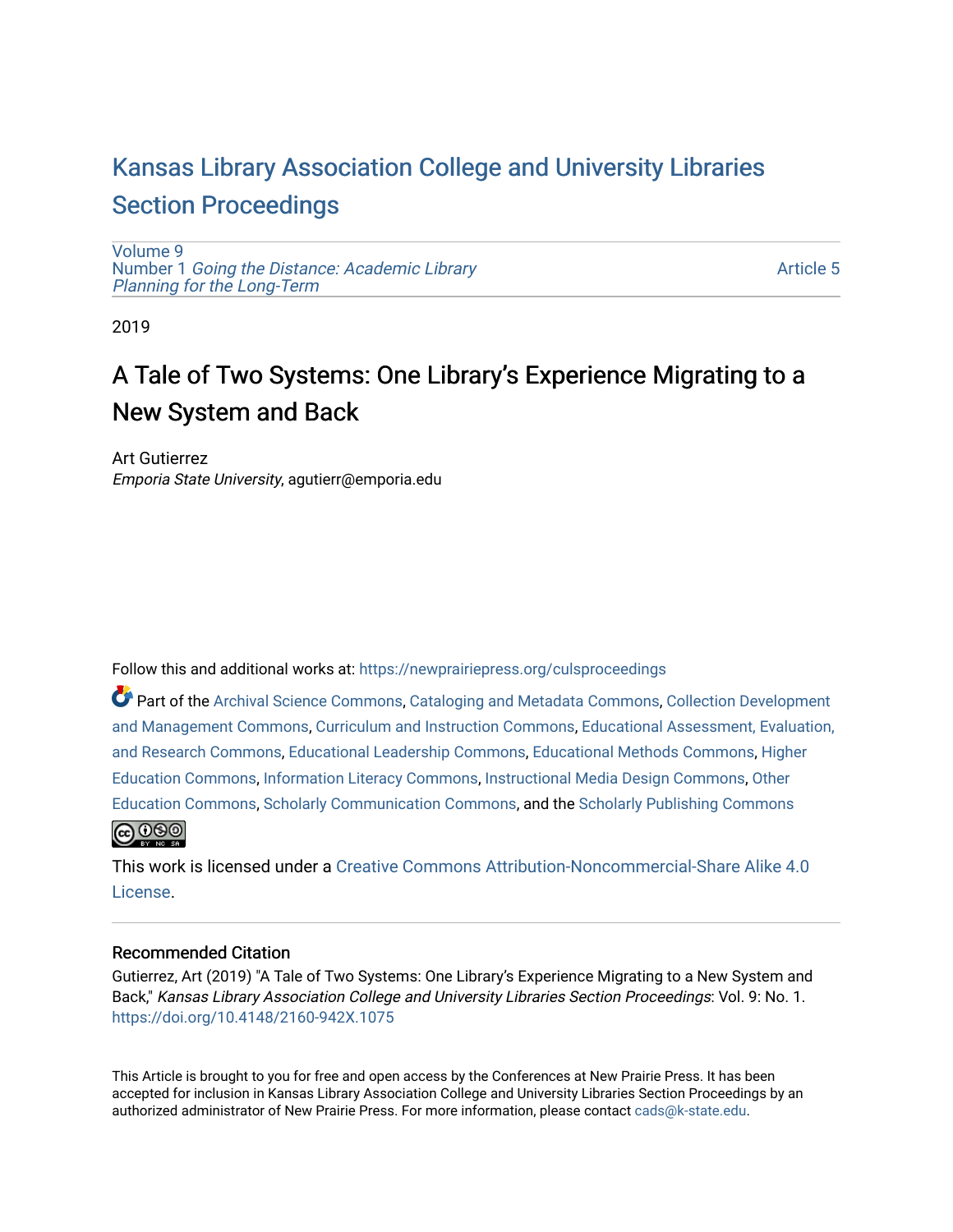# Kansas Library Association College and University Libraries Section Proceedings

Volume 9
Number 1 *Going the Distance: Academic Library Planning for the Long-Term*

Article 5

2019

## A Tale of Two Systems: One Library's Experience Migrating to a New System and Back

Art Gutierrez
*Emporia State University*, agutierr@emporia.edu

Follow this and additional works at: https://newprairiepress.org/culsproceedings

Part of the Archival Science Commons, Cataloging and Metadata Commons, Collection Development and Management Commons, Curriculum and Instruction Commons, Educational Assessment, Evaluation, and Research Commons, Educational Leadership Commons, Educational Methods Commons, Higher Education Commons, Information Literacy Commons, Instructional Media Design Commons, Other Education Commons, Scholarly Communication Commons, and the Scholarly Publishing Commons

This work is licensed under a Creative Commons Attribution-Noncommercial-Share Alike 4.0 License.

### Recommended Citation

Gutierrez, Art (2019) "A Tale of Two Systems: One Library's Experience Migrating to a New System and Back," *Kansas Library Association College and University Libraries Section Proceedings*: Vol. 9: No. 1. https://doi.org/10.4148/2160-942X.1075

This Article is brought to you for free and open access by the Conferences at New Prairie Press. It has been accepted for inclusion in Kansas Library Association College and University Libraries Section Proceedings by an authorized administrator of New Prairie Press. For more information, please contact cads@k-state.edu.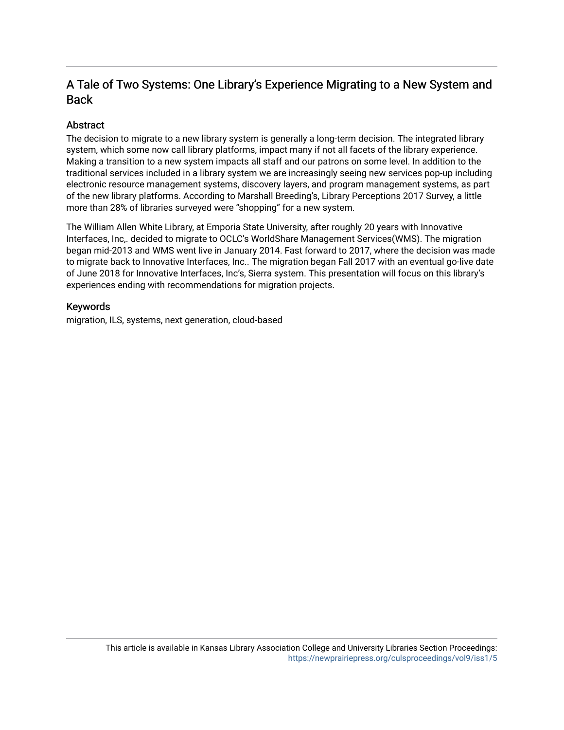# A Tale of Two Systems: One Library's Experience Migrating to a New System and Back

## Abstract

The decision to migrate to a new library system is generally a long-term decision. The integrated library system, which some now call library platforms, impact many if not all facets of the library experience. Making a transition to a new system impacts all staff and our patrons on some level. In addition to the traditional services included in a library system we are increasingly seeing new services pop-up including electronic resource management systems, discovery layers, and program management systems, as part of the new library platforms. According to Marshall Breeding's, Library Perceptions 2017 Survey, a little more than 28% of libraries surveyed were "shopping" for a new system.

The William Allen White Library, at Emporia State University, after roughly 20 years with Innovative Interfaces, Inc,. decided to migrate to OCLC's WorldShare Management Services(WMS). The migration began mid-2013 and WMS went live in January 2014. Fast forward to 2017, where the decision was made to migrate back to Innovative Interfaces, Inc.. The migration began Fall 2017 with an eventual go-live date of June 2018 for Innovative Interfaces, Inc's, Sierra system. This presentation will focus on this library's experiences ending with recommendations for migration projects.

## Keywords

migration, ILS, systems, next generation, cloud-based

This article is available in Kansas Library Association College and University Libraries Section Proceedings: https://newprairiepress.org/culsproceedings/vol9/iss1/5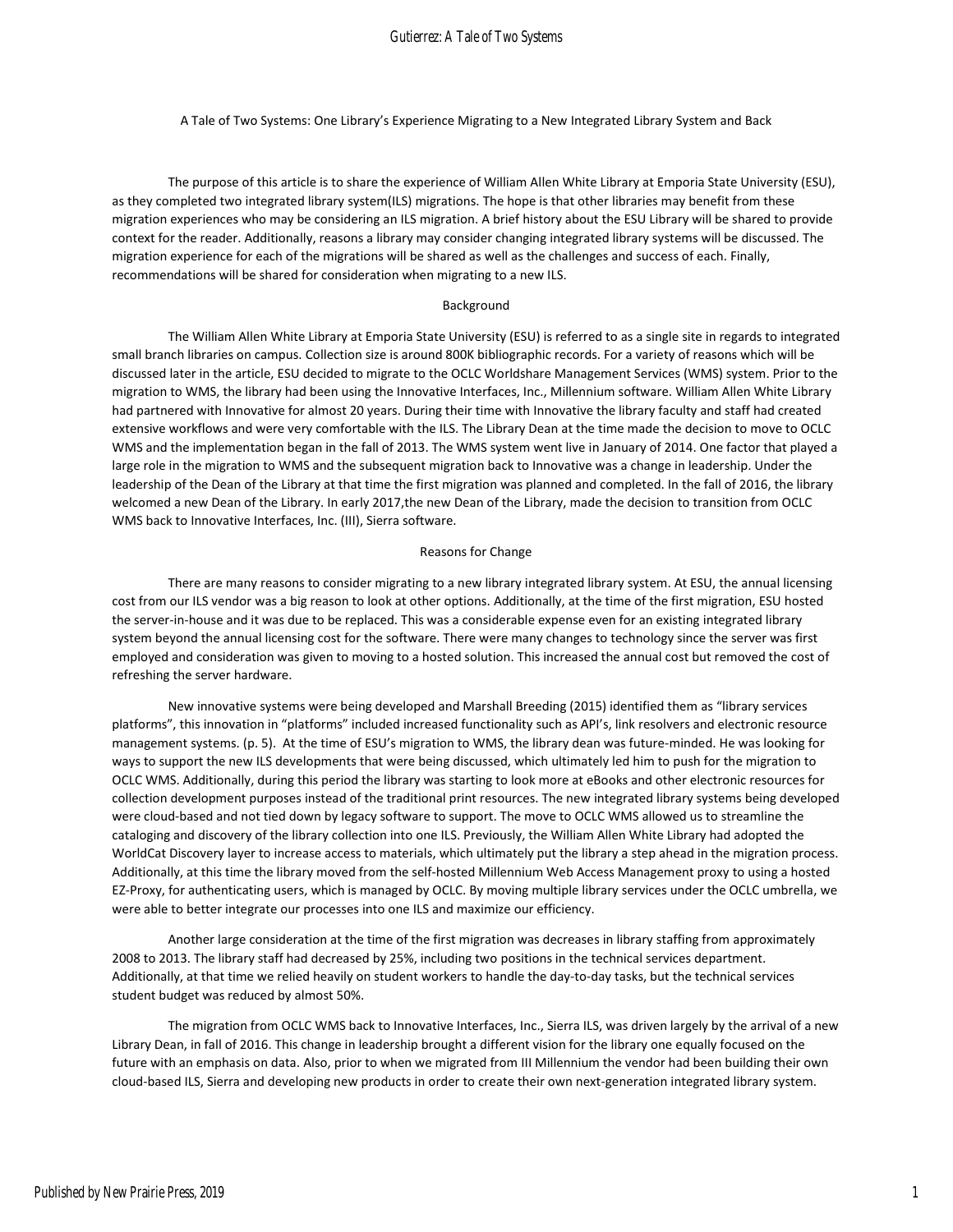A Tale of Two Systems: One Library's Experience Migrating to a New Integrated Library System and Back

The purpose of this article is to share the experience of William Allen White Library at Emporia State University (ESU), as they completed two integrated library system(ILS) migrations. The hope is that other libraries may benefit from these migration experiences who may be considering an ILS migration. A brief history about the ESU Library will be shared to provide context for the reader. Additionally, reasons a library may consider changing integrated library systems will be discussed. The migration experience for each of the migrations will be shared as well as the challenges and success of each. Finally, recommendations will be shared for consideration when migrating to a new ILS.

## Background

The William Allen White Library at Emporia State University (ESU) is referred to as a single site in regards to integrated small branch libraries on campus. Collection size is around 800K bibliographic records. For a variety of reasons which will be discussed later in the article, ESU decided to migrate to the OCLC Worldshare Management Services (WMS) system. Prior to the migration to WMS, the library had been using the Innovative Interfaces, Inc., Millennium software. William Allen White Library had partnered with Innovative for almost 20 years. During their time with Innovative the library faculty and staff had created extensive workflows and were very comfortable with the ILS. The Library Dean at the time made the decision to move to OCLC WMS and the implementation began in the fall of 2013. The WMS system went live in January of 2014. One factor that played a large role in the migration to WMS and the subsequent migration back to Innovative was a change in leadership. Under the leadership of the Dean of the Library at that time the first migration was planned and completed. In the fall of 2016, the library welcomed a new Dean of the Library. In early 2017,the new Dean of the Library, made the decision to transition from OCLC WMS back to Innovative Interfaces, Inc. (III), Sierra software.

## Reasons for Change

There are many reasons to consider migrating to a new library integrated library system. At ESU, the annual licensing cost from our ILS vendor was a big reason to look at other options. Additionally, at the time of the first migration, ESU hosted the server-in-house and it was due to be replaced. This was a considerable expense even for an existing integrated library system beyond the annual licensing cost for the software. There were many changes to technology since the server was first employed and consideration was given to moving to a hosted solution. This increased the annual cost but removed the cost of refreshing the server hardware.

New innovative systems were being developed and Marshall Breeding (2015) identified them as "library services platforms", this innovation in "platforms" included increased functionality such as API's, link resolvers and electronic resource management systems. (p. 5). At the time of ESU's migration to WMS, the library dean was future-minded. He was looking for ways to support the new ILS developments that were being discussed, which ultimately led him to push for the migration to OCLC WMS. Additionally, during this period the library was starting to look more at eBooks and other electronic resources for collection development purposes instead of the traditional print resources. The new integrated library systems being developed were cloud-based and not tied down by legacy software to support. The move to OCLC WMS allowed us to streamline the cataloging and discovery of the library collection into one ILS. Previously, the William Allen White Library had adopted the WorldCat Discovery layer to increase access to materials, which ultimately put the library a step ahead in the migration process. Additionally, at this time the library moved from the self-hosted Millennium Web Access Management proxy to using a hosted EZ-Proxy, for authenticating users, which is managed by OCLC. By moving multiple library services under the OCLC umbrella, we were able to better integrate our processes into one ILS and maximize our efficiency.

Another large consideration at the time of the first migration was decreases in library staffing from approximately 2008 to 2013. The library staff had decreased by 25%, including two positions in the technical services department. Additionally, at that time we relied heavily on student workers to handle the day-to-day tasks, but the technical services student budget was reduced by almost 50%.

The migration from OCLC WMS back to Innovative Interfaces, Inc., Sierra ILS, was driven largely by the arrival of a new Library Dean, in fall of 2016. This change in leadership brought a different vision for the library one equally focused on the future with an emphasis on data. Also, prior to when we migrated from III Millennium the vendor had been building their own cloud-based ILS, Sierra and developing new products in order to create their own next-generation integrated library system.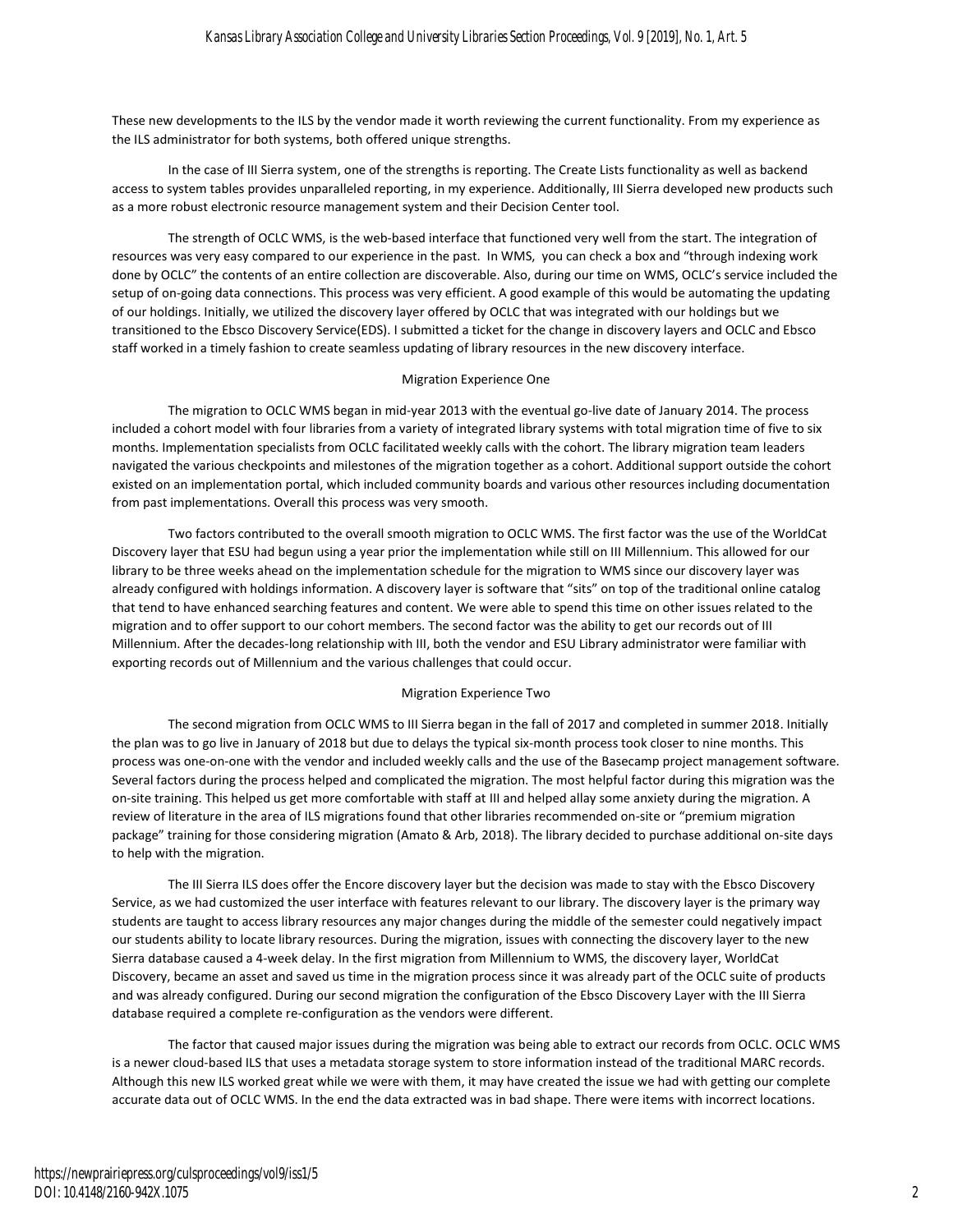These new developments to the ILS by the vendor made it worth reviewing the current functionality. From my experience as the ILS administrator for both systems, both offered unique strengths.

In the case of III Sierra system, one of the strengths is reporting. The Create Lists functionality as well as backend access to system tables provides unparalleled reporting, in my experience. Additionally, III Sierra developed new products such as a more robust electronic resource management system and their Decision Center tool.

The strength of OCLC WMS, is the web-based interface that functioned very well from the start. The integration of resources was very easy compared to our experience in the past. In WMS, you can check a box and "through indexing work done by OCLC" the contents of an entire collection are discoverable. Also, during our time on WMS, OCLC's service included the setup of on-going data connections. This process was very efficient. A good example of this would be automating the updating of our holdings. Initially, we utilized the discovery layer offered by OCLC that was integrated with our holdings but we transitioned to the Ebsco Discovery Service(EDS). I submitted a ticket for the change in discovery layers and OCLC and Ebsco staff worked in a timely fashion to create seamless updating of library resources in the new discovery interface.

## Migration Experience One

The migration to OCLC WMS began in mid-year 2013 with the eventual go-live date of January 2014. The process included a cohort model with four libraries from a variety of integrated library systems with total migration time of five to six months. Implementation specialists from OCLC facilitated weekly calls with the cohort. The library migration team leaders navigated the various checkpoints and milestones of the migration together as a cohort. Additional support outside the cohort existed on an implementation portal, which included community boards and various other resources including documentation from past implementations. Overall this process was very smooth.

Two factors contributed to the overall smooth migration to OCLC WMS. The first factor was the use of the WorldCat Discovery layer that ESU had begun using a year prior the implementation while still on III Millennium. This allowed for our library to be three weeks ahead on the implementation schedule for the migration to WMS since our discovery layer was already configured with holdings information. A discovery layer is software that "sits" on top of the traditional online catalog that tend to have enhanced searching features and content. We were able to spend this time on other issues related to the migration and to offer support to our cohort members. The second factor was the ability to get our records out of III Millennium. After the decades-long relationship with III, both the vendor and ESU Library administrator were familiar with exporting records out of Millennium and the various challenges that could occur.

## Migration Experience Two

The second migration from OCLC WMS to III Sierra began in the fall of 2017 and completed in summer 2018. Initially the plan was to go live in January of 2018 but due to delays the typical six-month process took closer to nine months. This process was one-on-one with the vendor and included weekly calls and the use of the Basecamp project management software. Several factors during the process helped and complicated the migration. The most helpful factor during this migration was the on-site training. This helped us get more comfortable with staff at III and helped allay some anxiety during the migration. A review of literature in the area of ILS migrations found that other libraries recommended on-site or "premium migration package" training for those considering migration (Amato & Arb, 2018). The library decided to purchase additional on-site days to help with the migration.

The III Sierra ILS does offer the Encore discovery layer but the decision was made to stay with the Ebsco Discovery Service, as we had customized the user interface with features relevant to our library. The discovery layer is the primary way students are taught to access library resources any major changes during the middle of the semester could negatively impact our students ability to locate library resources. During the migration, issues with connecting the discovery layer to the new Sierra database caused a 4-week delay. In the first migration from Millennium to WMS, the discovery layer, WorldCat Discovery, became an asset and saved us time in the migration process since it was already part of the OCLC suite of products and was already configured. During our second migration the configuration of the Ebsco Discovery Layer with the III Sierra database required a complete re-configuration as the vendors were different.

The factor that caused major issues during the migration was being able to extract our records from OCLC. OCLC WMS is a newer cloud-based ILS that uses a metadata storage system to store information instead of the traditional MARC records. Although this new ILS worked great while we were with them, it may have created the issue we had with getting our complete accurate data out of OCLC WMS. In the end the data extracted was in bad shape. There were items with incorrect locations.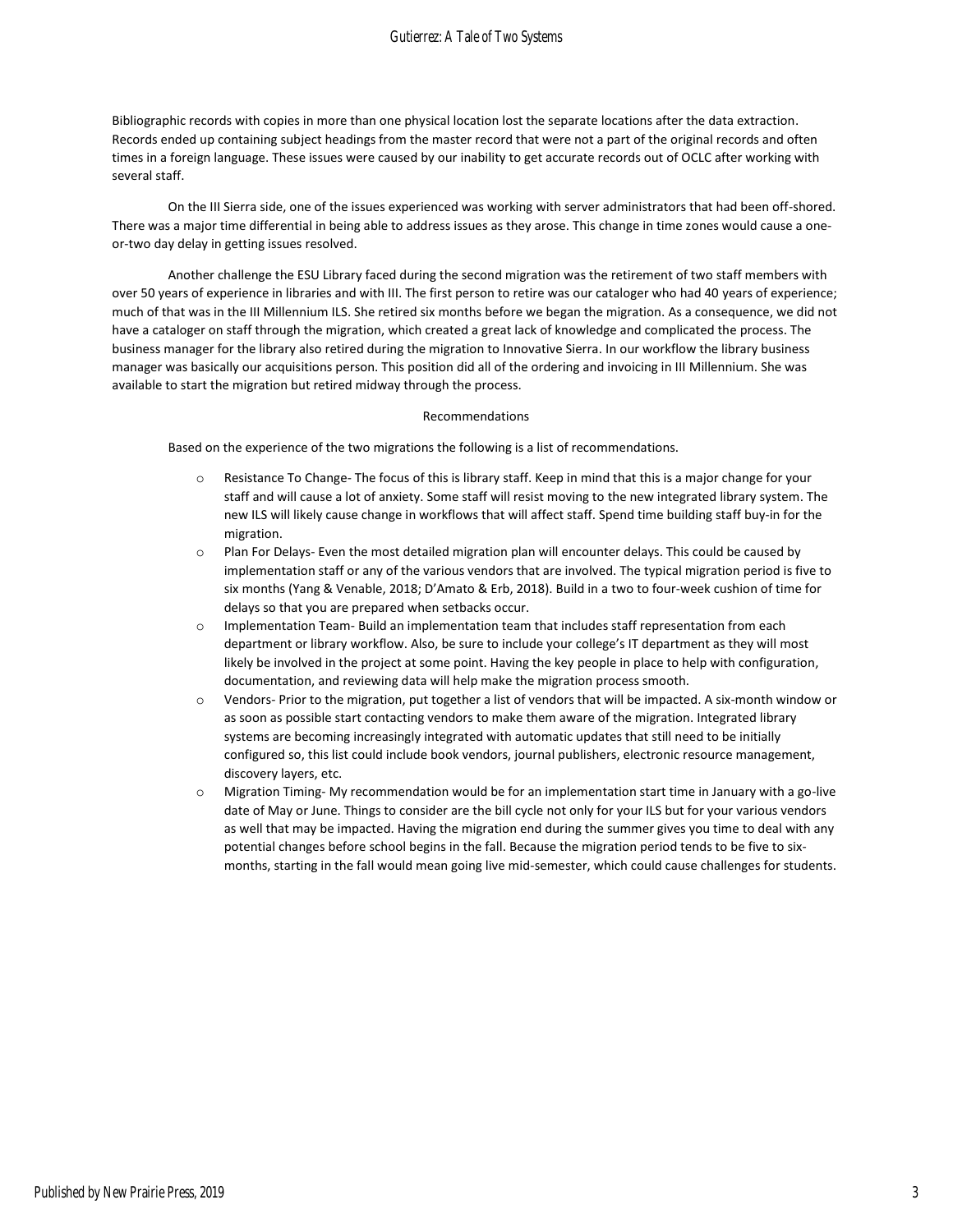Bibliographic records with copies in more than one physical location lost the separate locations after the data extraction. Records ended up containing subject headings from the master record that were not a part of the original records and often times in a foreign language. These issues were caused by our inability to get accurate records out of OCLC after working with several staff.

On the III Sierra side, one of the issues experienced was working with server administrators that had been off-shored. There was a major time differential in being able to address issues as they arose. This change in time zones would cause a one-or-two day delay in getting issues resolved.

Another challenge the ESU Library faced during the second migration was the retirement of two staff members with over 50 years of experience in libraries and with III. The first person to retire was our cataloger who had 40 years of experience; much of that was in the III Millennium ILS. She retired six months before we began the migration. As a consequence, we did not have a cataloger on staff through the migration, which created a great lack of knowledge and complicated the process. The business manager for the library also retired during the migration to Innovative Sierra. In our workflow the library business manager was basically our acquisitions person. This position did all of the ordering and invoicing in III Millennium. She was available to start the migration but retired midway through the process.

## Recommendations

Based on the experience of the two migrations the following is a list of recommendations.

- Resistance To Change- The focus of this is library staff. Keep in mind that this is a major change for your staff and will cause a lot of anxiety. Some staff will resist moving to the new integrated library system. The new ILS will likely cause change in workflows that will affect staff. Spend time building staff buy-in for the migration.
- Plan For Delays- Even the most detailed migration plan will encounter delays. This could be caused by implementation staff or any of the various vendors that are involved. The typical migration period is five to six months (Yang & Venable, 2018; D'Amato & Erb, 2018). Build in a two to four-week cushion of time for delays so that you are prepared when setbacks occur.
- Implementation Team- Build an implementation team that includes staff representation from each department or library workflow. Also, be sure to include your college's IT department as they will most likely be involved in the project at some point. Having the key people in place to help with configuration, documentation, and reviewing data will help make the migration process smooth.
- Vendors- Prior to the migration, put together a list of vendors that will be impacted. A six-month window or as soon as possible start contacting vendors to make them aware of the migration. Integrated library systems are becoming increasingly integrated with automatic updates that still need to be initially configured so, this list could include book vendors, journal publishers, electronic resource management, discovery layers, etc.
- Migration Timing- My recommendation would be for an implementation start time in January with a go-live date of May or June. Things to consider are the bill cycle not only for your ILS but for your various vendors as well that may be impacted. Having the migration end during the summer gives you time to deal with any potential changes before school begins in the fall. Because the migration period tends to be five to six-months, starting in the fall would mean going live mid-semester, which could cause challenges for students.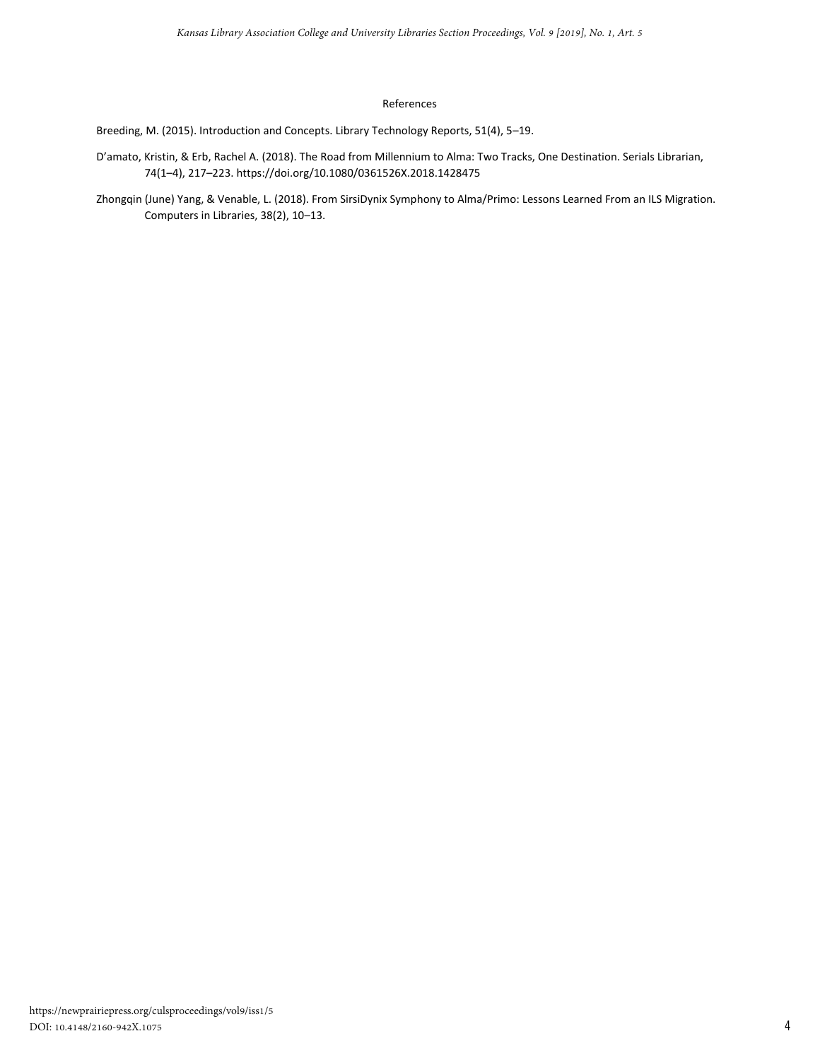## References

Breeding, M. (2015). Introduction and Concepts. Library Technology Reports, 51(4), 5–19.

D'amato, Kristin, & Erb, Rachel A. (2018). The Road from Millennium to Alma: Two Tracks, One Destination. Serials Librarian, 74(1–4), 217–223. https://doi.org/10.1080/0361526X.2018.1428475

Zhongqin (June) Yang, & Venable, L. (2018). From SirsiDynix Symphony to Alma/Primo: Lessons Learned From an ILS Migration. Computers in Libraries, 38(2), 10–13.